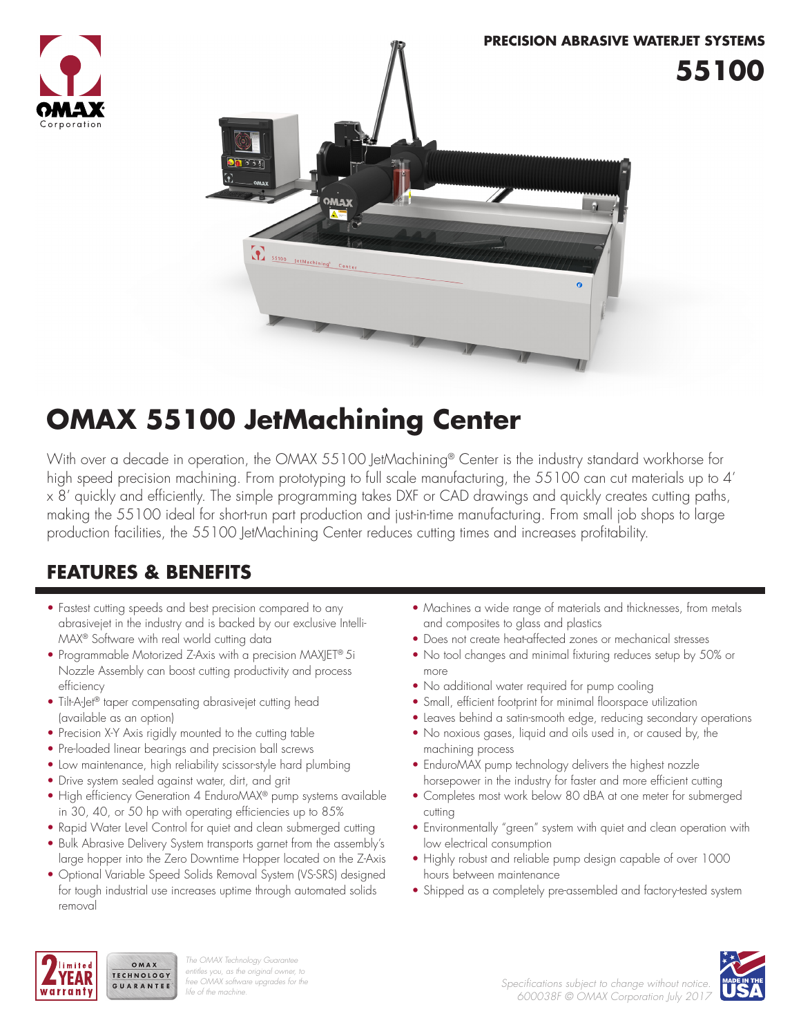PRECISION ABRASIVE WATERJET SYSTEMS

**55100**

# OMAX 55100 JetMachining Center

With over a decade in operation, the OMAX 55100 JetMachining® Center is the industry standard workhorse for high speed precision machining. From prototyping to full scale manufacturing, the 55100 can cut materials up to 4' x 8' quickly and efficiently. The simple programming takes DXF or CAD drawings and quickly creates cutting paths, making the 55100 ideal for short-run part production and just-in-time manufacturing. From small job shops to large production facilities, the 55100 JetMachining Center reduces cutting times and increases profitability.

## FEATURES & BENEFITS

- Fastest cutting speeds and best precision compared to any abrasivejet in the industry and is backed by our exclusive Intelli-MAX® Software with real world cutting data
- Programmable Motorized Z-Axis with a precision MAXJET® 5i Nozzle Assembly can boost cutting productivity and process efficiency
- Tilt-A-Jet® taper compensating abrasivejet cutting head (available as an option)
- Precision X-Y Axis rigidly mounted to the cutting table
- Pre-loaded linear bearings and precision ball screws
- Low maintenance, high reliability scissor-style hard plumbing
- Drive system sealed against water, dirt, and grit
- High efficiency Generation 4 EnduroMAX® pump systems available in 30, 40, or 50 hp with operating efficiencies up to 85%
- Rapid Water Level Control for quiet and clean submerged cutting
- Bulk Abrasive Delivery System transports garnet from the assembly's large hopper into the Zero Downtime Hopper located on the Z-Axis
- Optional Variable Speed Solids Removal System (VS-SRS) designed for tough industrial use increases uptime through automated solids removal
- Machines a wide range of materials and thicknesses, from metals and composites to glass and plastics
- Does not create heat-affected zones or mechanical stresses
- No tool changes and minimal fixturing reduces setup by 50% or more
- No additional water required for pump cooling
- Small, efficient footprint for minimal floorspace utilization
- Leaves behind a satin-smooth edge, reducing secondary operations
- No noxious gases, liquid and oils used in, or caused by, the machining process
- EnduroMAX pump technology delivers the highest nozzle horsepower in the industry for faster and more efficient cutting
- Completes most work below 80 dBA at one meter for submerged cutting
- Environmentally "green" system with quiet and clean operation with low electrical consumption
- Highly robust and reliable pump design capable of over 1000 hours between maintenance
- Shipped as a completely pre-assembled and factory-tested system

2 YEAR limited warranty

OMAX TECHNOLOGY GUARANTEE

*The OMAX Technology Guarantee entitles you, as the original owner, to free OMAX software upgrades for the life of the machine.*

*Specifications subject to change without notice.*
*600038F © OMAX Corporation July 2017*

MADE IN THE USA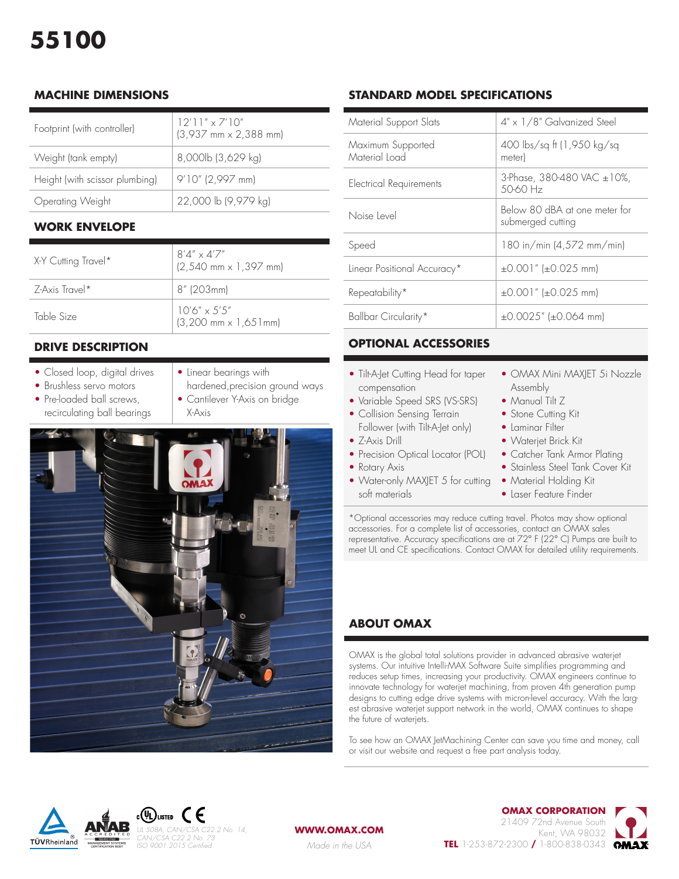# 55100

## MACHINE DIMENSIONS

| | |
|---|---|
| Footprint (with controller) | 12'11" x 7'10" (3,937 mm x 2,388 mm) |
| Weight (tank empty) | 8,000lb (3,629 kg) |
| Height (with scissor plumbing) | 9'10" (2,997 mm) |
| Operating Weight | 22,000 lb (9,979 kg) |

## WORK ENVELOPE

| | |
|---|---|
| X-Y Cutting Travel* | 8'4" x 4'7" (2,540 mm x 1,397 mm) |
| Z-Axis Travel* | 8" (203mm) |
| Table Size | 10'6" x 5'5" (3,200 mm x 1,651mm) |

## DRIVE DESCRIPTION

- Closed loop, digital drives
- Brushless servo motors
- Pre-loaded ball screws, recirculating ball bearings
- Linear bearings with hardened,precision ground ways
- Cantilever Y-Axis on bridge X-Axis

## STANDARD MODEL SPECIFICATIONS

| | |
|---|---|
| Material Support Slats | 4" x 1/8" Galvanized Steel |
| Maximum Supported Material Load | 400 lbs/sq ft (1,950 kg/sq meter) |
| Electrical Requirements | 3-Phase, 380-480 VAC ±10%, 50-60 Hz |
| Noise Level | Below 80 dBA at one meter for submerged cutting |
| Speed | 180 in/min (4,572 mm/min) |
| Linear Positional Accuracy* | ±0.001" (±0.025 mm) |
| Repeatability* | ±0.001" (±0.025 mm) |
| Ballbar Circularity* | ±0.0025" (±0.064 mm) |

## OPTIONAL ACCESSORIES

- Tilt-A-Jet Cutting Head for taper compensation
- Variable Speed SRS (VS-SRS)
- Collision Sensing Terrain Follower (with Tilt-A-Jet only)
- Z-Axis Drill
- Precision Optical Locator (POL)
- Rotary Axis
- Water-only MAXJET 5 for cutting soft materials
- OMAX Mini MAXJET 5i Nozzle Assembly
- Manual Tilt Z
- Stone Cutting Kit
- Laminar Filter
- Waterjet Brick Kit
- Catcher Tank Armor Plating
- Stainless Steel Tank Cover Kit
- Material Holding Kit
- Laser Feature Finder

*Optional accessories may reduce cutting travel. Photos may show optional accessories. For a complete list of accessories, contact an OMAX sales representative. Accuracy specifications are at 72° F (22° C) Pumps are built to meet UL and CE specifications. Contact OMAX for detailed utility requirements.

## ABOUT OMAX

OMAX is the global total solutions provider in advanced abrasive waterjet systems. Our intuitive Intelli-MAX Software Suite simplifies programming and reduces setup times, increasing your productivity. OMAX engineers continue to innovate technology for waterjet machining, from proven 4th generation pump designs to cutting edge drive systems with micron-level accuracy. With the largest abrasive waterjet support network in the world, OMAX continues to shape the future of waterjets.

To see how an OMAX JetMachining Center can save you time and money, call or visit our website and request a free part analysis today.

*UL 508A, CAN/CSA C22.2 No. 14, CAN/CSA C22.2 No. 73*
*ISO 9001:2015 Certified*

**WWW.OMAX.COM**

*Made in the USA*

**OMAX CORPORATION**
21409 72nd Avenue South
Kent, WA 98032
**TEL** 1-253-872-2300 / 1-800-838-0343